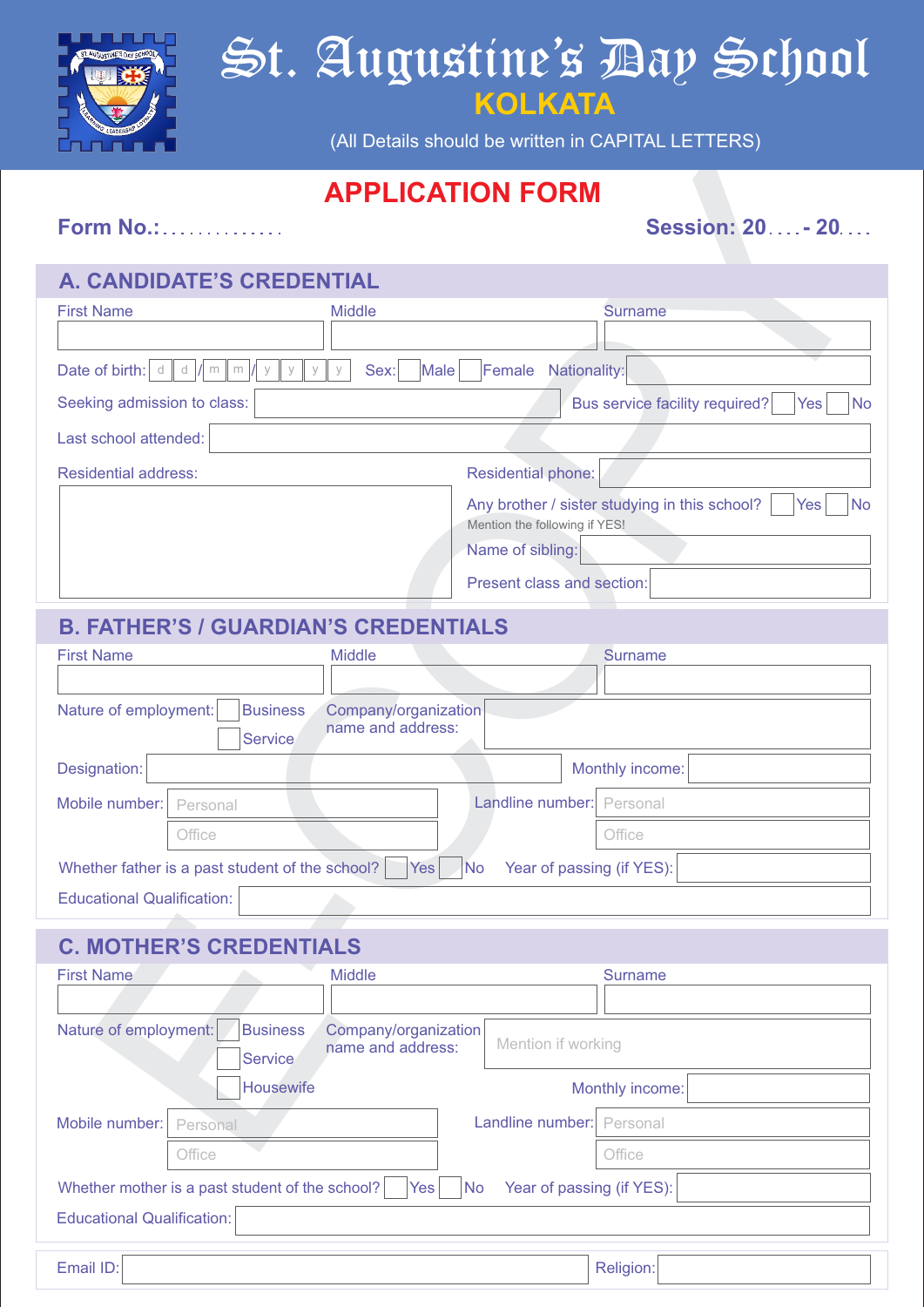# St. Augustine's Day School

## KOLKATA

(All Details should be written in CAPITAL LETTERS)

## APPLICATION FORM

**Form No.:** ..............

**Session: 20....- 20....**

### A. CANDIDATE'S CREDENTIAL

First Name | Middle | Surname

Date of birth: d d / m m / y y y y  Sex: ☐ Male ☐ Female  Nationality:

Seeking admission to class:  Bus service facility required? ☐ Yes ☐ No

Last school attended:

Residential address:

Residential phone:

Any brother / sister studying in this school? ☐ Yes ☐ No

Mention the following if YES!

Name of sibling:

Present class and section:

### B. FATHER'S / GUARDIAN'S CREDENTIALS

First Name | Middle | Surname

Nature of employment: ☐ Business ☐ Service  Company/organization name and address:

Designation:  Monthly income:

Mobile number: Personal / Office  Landline number: Personal / Office

Whether father is a past student of the school? ☐ Yes ☐ No  Year of passing (if YES):

Educational Qualification:

### C. MOTHER'S CREDENTIALS

First Name | Middle | Surname

Nature of employment: ☐ Business ☐ Service ☐ Housewife  Company/organization name and address: Mention if working

Monthly income:

Mobile number: Personal / Office  Landline number: Personal / Office

Whether mother is a past student of the school? ☐ Yes ☐ No  Year of passing (if YES):

Educational Qualification:

Email ID:  Religion: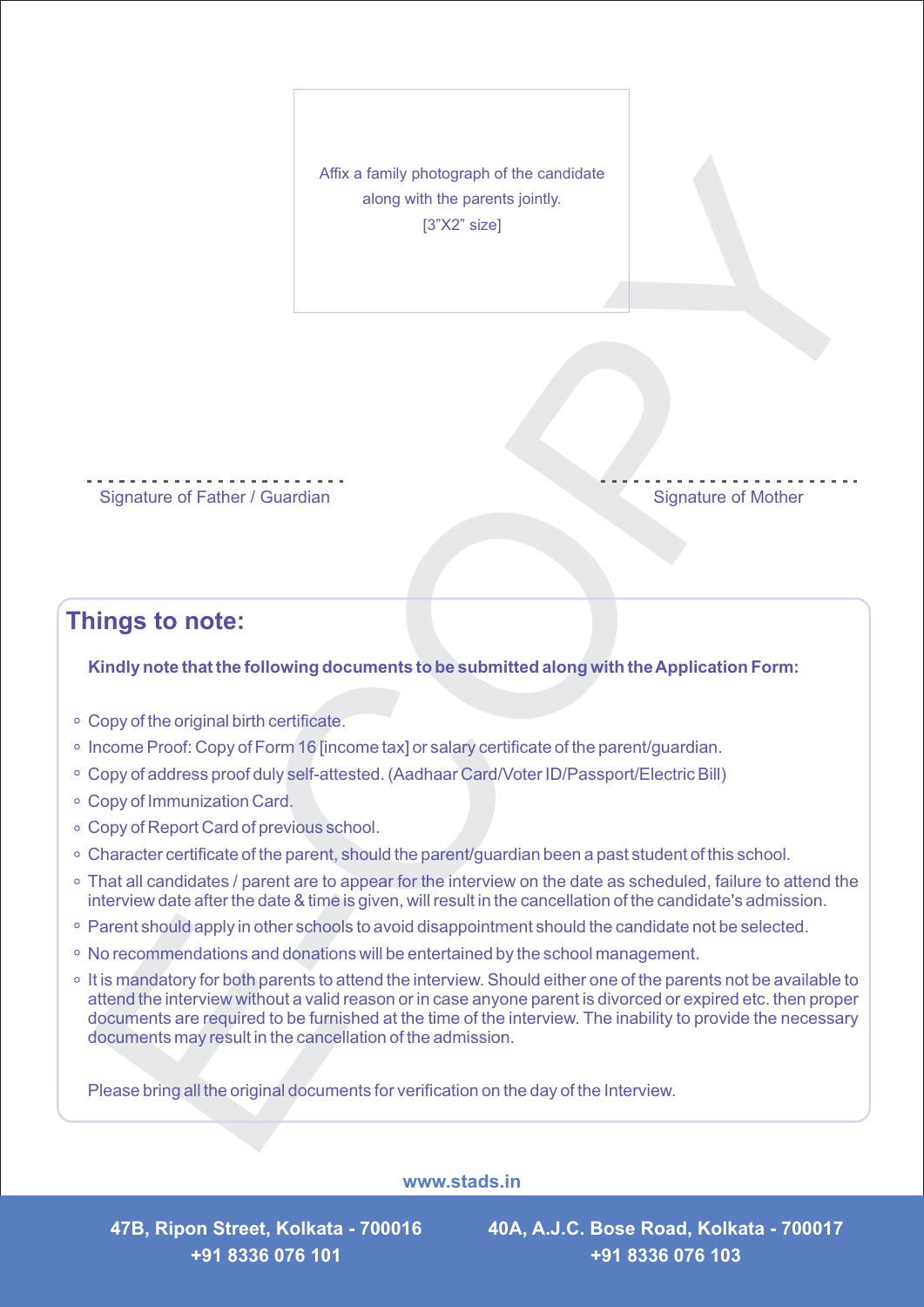Affix a family photograph of the candidate along with the parents jointly. [3"X2" size]

Signature of Father / Guardian

Signature of Mother

## Things to note:

**Kindly note that the following documents to be submitted along with the Application Form:**

- Copy of the original birth certificate.
- Income Proof: Copy of Form 16 [income tax] or salary certificate of the parent/guardian.
- Copy of address proof duly self-attested. (Aadhaar Card/Voter ID/Passport/Electric Bill)
- Copy of Immunization Card.
- Copy of Report Card of previous school.
- Character certificate of the parent, should the parent/guardian been a past student of this school.
- That all candidates / parent are to appear for the interview on the date as scheduled, failure to attend the interview date after the date & time is given, will result in the cancellation of the candidate's admission.
- Parent should apply in other schools to avoid disappointment should the candidate not be selected.
- No recommendations and donations will be entertained by the school management.
- It is mandatory for both parents to attend the interview. Should either one of the parents not be available to attend the interview without a valid reason or in case anyone parent is divorced or expired etc. then proper documents are required to be furnished at the time of the interview. The inability to provide the necessary documents may result in the cancellation of the admission.

Please bring all the original documents for verification on the day of the Interview.

**www.stads.in**

**47B, Ripon Street, Kolkata - 700016**
**+91 8336 076 101**

**40A, A.J.C. Bose Road, Kolkata - 700017**
**+91 8336 076 103**